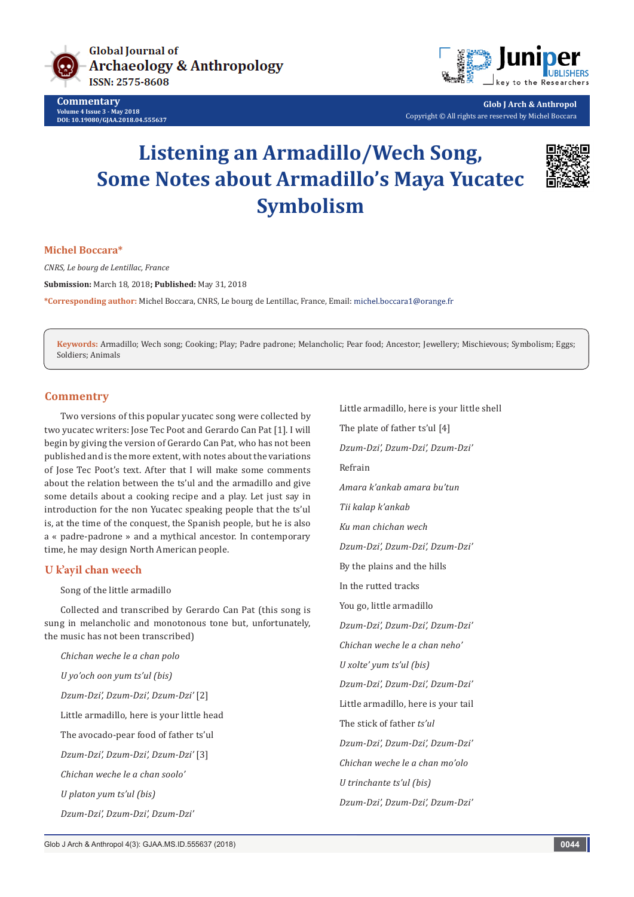Global Journal of Archaeology & Anthropology
ISSN: 2575-8608

**Commentary**
Volume 4 Issue 3 - May 2018
DOI: 10.19080/GJAA.2018.04.555637

**Glob J Arch & Anthropol**
Copyright © All rights are reserved by Michel Boccara

# Listening an Armadillo/Wech Song, Some Notes about Armadillo's Maya Yucatec Symbolism

**Michel Boccara***

*CNRS, Le bourg de Lentillac, France*

**Submission:** March 18, 2018**; Published:** May 31, 2018

***Corresponding author:** Michel Boccara, CNRS, Le bourg de Lentillac, France, Email: michel.boccara1@orange.fr

**Keywords:** Armadillo; Wech song; Cooking; Play; Padre padrone; Melancholic; Pear food; Ancestor; Jewellery; Mischievous; Symbolism; Eggs; Soldiers; Animals

## Commentry

Two versions of this popular yucatec song were collected by two yucatec writers: Jose Tec Poot and Gerardo Can Pat [1]. I will begin by giving the version of Gerardo Can Pat, who has not been published and is the more extent, with notes about the variations of Jose Tec Poot's text. After that I will make some comments about the relation between the ts'ul and the armadillo and give some details about a cooking recipe and a play. Let just say in introduction for the non Yucatec speaking people that the ts'ul is, at the time of the conquest, the Spanish people, but he is also a « padre-padrone » and a mythical ancestor. In contemporary time, he may design North American people.

## U k'ayil chan weech

Song of the little armadillo

Collected and transcribed by Gerardo Can Pat (this song is sung in melancholic and monotonous tone but, unfortunately, the music has not been transcribed)

*Chichan weche le a chan polo*

*U yo'och oon yum ts'ul (bis)*

*Dzum-Dzi', Dzum-Dzi', Dzum-Dzi'* [2]

Little armadillo, here is your little head

The avocado-pear food of father ts'ul

*Dzum-Dzi', Dzum-Dzi', Dzum-Dzi'* [3]

*Chichan weche le a chan soolo'*

*U platon yum ts'ul (bis)*

*Dzum-Dzi', Dzum-Dzi', Dzum-Dzi'*

Little armadillo, here is your little shell

The plate of father ts'ul [4]

*Dzum-Dzi', Dzum-Dzi', Dzum-Dzi'*

Refrain

*Amara k'ankab amara bu'tun*

*Tii kalap k'ankab*

*Ku man chichan wech*

*Dzum-Dzi', Dzum-Dzi', Dzum-Dzi'*

By the plains and the hills

In the rutted tracks

You go, little armadillo

*Dzum-Dzi', Dzum-Dzi', Dzum-Dzi'*

*Chichan weche le a chan neho'*

*U xolte' yum ts'ul (bis)*

*Dzum-Dzi', Dzum-Dzi', Dzum-Dzi'*

Little armadillo, here is your tail

The stick of father *ts'ul*

*Dzum-Dzi', Dzum-Dzi', Dzum-Dzi'*

*Chichan weche le a chan mo'olo*

*U trinchante ts'ul (bis)*

*Dzum-Dzi', Dzum-Dzi', Dzum-Dzi'*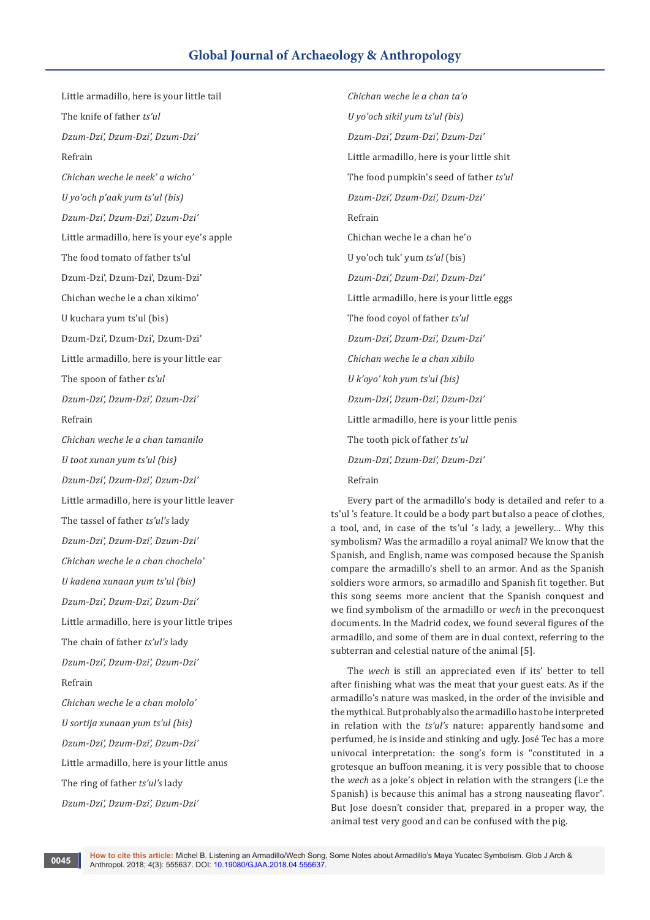Little armadillo, here is your little tail

The knife of father *ts'ul*

*Dzum-Dzi', Dzum-Dzi', Dzum-Dzi'*

Refrain

*Chichan weche le neek' a wicho'*

*U yo'och p'aak yum ts'ul (bis)*

*Dzum-Dzi', Dzum-Dzi', Dzum-Dzi'*

Little armadillo, here is your eye's apple

The food tomato of father ts'ul

Dzum-Dzi', Dzum-Dzi', Dzum-Dzi'

Chichan weche le a chan xikimo'

U kuchara yum ts'ul (bis)

Dzum-Dzi', Dzum-Dzi', Dzum-Dzi'

Little armadillo, here is your little ear

The spoon of father *ts'ul*

*Dzum-Dzi', Dzum-Dzi', Dzum-Dzi'*

Refrain

*Chichan weche le a chan tamanilo*

*U toot xunan yum ts'ul (bis)*

*Dzum-Dzi', Dzum-Dzi', Dzum-Dzi'*

Little armadillo, here is your little leaver

The tassel of father *ts'ul's* lady

*Dzum-Dzi', Dzum-Dzi', Dzum-Dzi'*

*Chichan weche le a chan chochelo'*

*U kadena xunaan yum ts'ul (bis)*

*Dzum-Dzi', Dzum-Dzi', Dzum-Dzi'*

Little armadillo, here is your little tripes

The chain of father *ts'ul's* lady

*Dzum-Dzi', Dzum-Dzi', Dzum-Dzi'*

Refrain

*Chichan weche le a chan mololo'*

*U sortija xunaan yum ts'ul (bis)*

*Dzum-Dzi', Dzum-Dzi', Dzum-Dzi'*

Little armadillo, here is your little anus

The ring of father *ts'ul's* lady

*Dzum-Dzi', Dzum-Dzi', Dzum-Dzi'*

*Chichan weche le a chan ta'o*

*U yo'och sikil yum ts'ul (bis)*

*Dzum-Dzi', Dzum-Dzi', Dzum-Dzi'*

Little armadillo, here is your little shit

The food pumpkin's seed of father *ts'ul*

*Dzum-Dzi', Dzum-Dzi', Dzum-Dzi'*

Refrain

Chichan weche le a chan he'o

U yo'och tuk' yum *ts'ul* (bis)

*Dzum-Dzi', Dzum-Dzi', Dzum-Dzi'*

Little armadillo, here is your little eggs

The food coyol of father *ts'ul*

*Dzum-Dzi', Dzum-Dzi', Dzum-Dzi'*

*Chichan weche le a chan xibilo*

*U k'oyo' koh yum ts'ul (bis)*

*Dzum-Dzi', Dzum-Dzi', Dzum-Dzi'*

Little armadillo, here is your little penis

The tooth pick of father *ts'ul*

*Dzum-Dzi', Dzum-Dzi', Dzum-Dzi'*

Refrain

Every part of the armadillo's body is detailed and refer to a ts'ul 's feature. It could be a body part but also a peace of clothes, a tool, and, in case of the ts'ul 's lady, a jewellery... Why this symbolism? Was the armadillo a royal animal? We know that the Spanish, and English, name was composed because the Spanish compare the armadillo's shell to an armor. And as the Spanish soldiers wore armors, so armadillo and Spanish fit together. But this song seems more ancient that the Spanish conquest and we find symbolism of the armadillo or *wech* in the preconquest documents. In the Madrid codex, we found several figures of the armadillo, and some of them are in dual context, referring to the subterran and celestial nature of the animal [5].

The *wech* is still an appreciated even if its' better to tell after finishing what was the meat that your guest eats. As if the armadillo's nature was masked, in the order of the invisible and the mythical. But probably also the armadillo has to be interpreted in relation with the *ts'ul's* nature: apparently handsome and perfumed, he is inside and stinking and ugly. José Tec has a more univocal interpretation: the song's form is "constituted in a grotesque an buffoon meaning, it is very possible that to choose the *wech* as a joke's object in relation with the strangers (i.e the Spanish) is because this animal has a strong nauseating flavor". But Jose doesn't consider that, prepared in a proper way, the animal test very good and can be confused with the pig.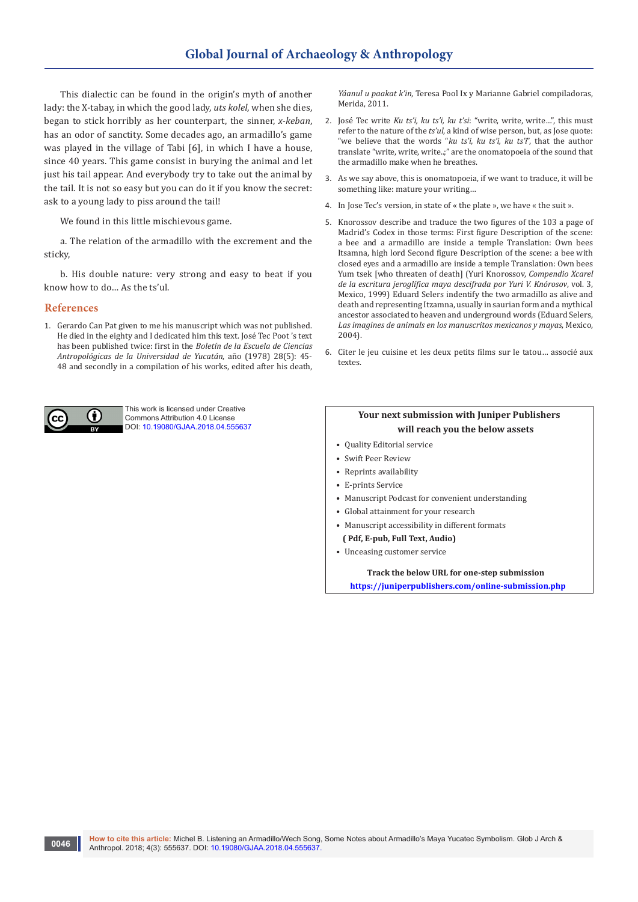This dialectic can be found in the origin's myth of another lady: the X-tabay, in which the good lady, *uts kolel*, when she dies, began to stick horribly as her counterpart, the sinner, *x-keban*, has an odor of sanctity. Some decades ago, an armadillo's game was played in the village of Tabi [6], in which I have a house, since 40 years. This game consist in burying the animal and let just his tail appear. And everybody try to take out the animal by the tail. It is not so easy but you can do it if you know the secret: ask to a young lady to piss around the tail!

We found in this little mischievous game.

a. The relation of the armadillo with the excrement and the sticky,

b. His double nature: very strong and easy to beat if you know how to do... As the ts'ul.

## References

1. Gerardo Can Pat given to me his manuscript which was not published. He died in the eighty and I dedicated him this text. José Tec Poot 's text has been published twice: first in the *Boletín de la Escuela de Ciencias Antropológicas de la Universidad de Yucatán*, año (1978) 28(5): 45-48 and secondly in a compilation of his works, edited after his death, *Yáanul u paakat k'in*, Teresa Pool Ix y Marianne Gabriel compiladoras, Merida, 2011.
2. José Tec write *Ku ts'i, ku ts'i, ku t'si*: "write, write, write...", this must refer to the nature of the *ts'ul*, a kind of wise person, but, as Jose quote: "we believe that the words "*ku ts'i, ku ts'i, ku ts'i*", that the author translate "write, write, write..;" are the onomatopoeia of the sound that the armadillo make when he breathes.
3. As we say above, this is onomatopoeia, if we want to traduce, it will be something like: mature your writing...
4. In Jose Tec's version, in state of « the plate », we have « the suit ».
5. Knorossov describe and traduce the two figures of the 103 a page of Madrid's Codex in those terms: First figure Description of the scene: a bee and a armadillo are inside a temple Translation: Own bees Itsamna, high lord Second figure Description of the scene: a bee with closed eyes and a armadillo are inside a temple Translation: Own bees Yum tsek [who threaten of death] (Yuri Knorossov, *Compendio Xcarel de la escritura jeroglífica maya descifrada por Yuri V. Knórosov*, vol. 3, Mexico, 1999) Eduard Selers indentify the two armadillo as alive and death and representing Itzamna, usually in saurian form and a mythical ancestor associated to heaven and underground words (Eduard Selers, *Las imagines de animals en los manuscritos mexicanos y mayas*, Mexico, 2004).
6. Citer le jeu cuisine et les deux petits films sur le tatou... associé aux textes.

This work is licensed under Creative Commons Attribution 4.0 License
DOI: 10.19080/GJAA.2018.04.555637

**Your next submission with Juniper Publishers will reach you the below assets**

- Quality Editorial service
- Swift Peer Review
- Reprints availability
- E-prints Service
- Manuscript Podcast for convenient understanding
- Global attainment for your research
- Manuscript accessibility in different formats
  **( Pdf, E-pub, Full Text, Audio)**
- Unceasing customer service

**Track the below URL for one-step submission**
**https://juniperpublishers.com/online-submission.php**

**How to cite this article:** Michel B. Listening an Armadillo/Wech Song, Some Notes about Armadillo's Maya Yucatec Symbolism. Glob J Arch & Anthropol. 2018; 4(3): 555637. DOI: 10.19080/GJAA.2018.04.555637.